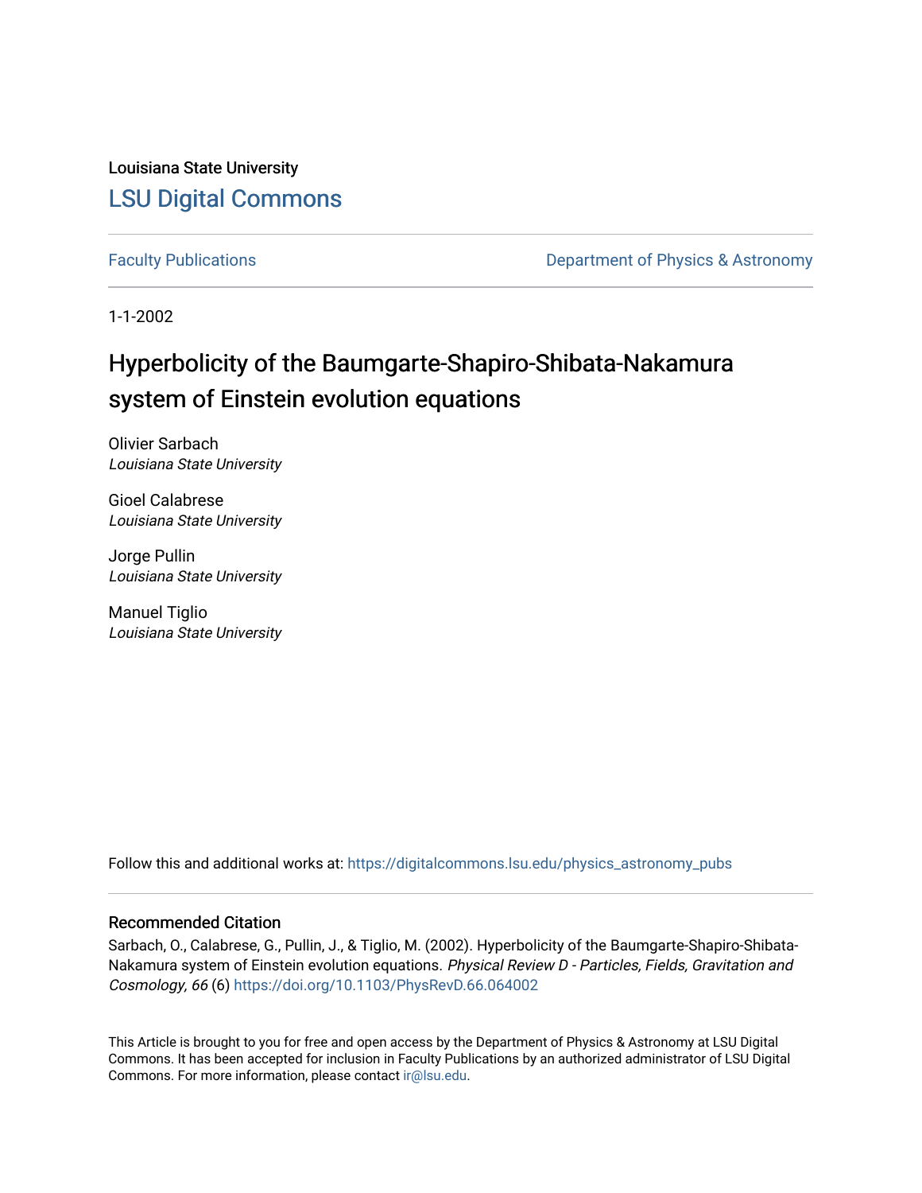Louisiana State University

## LSU Digital Commons

Faculty Publications | Department of Physics & Astronomy

1-1-2002

# Hyperbolicity of the Baumgarte-Shapiro-Shibata-Nakamura system of Einstein evolution equations

Olivier Sarbach
*Louisiana State University*

Gioel Calabrese
*Louisiana State University*

Jorge Pullin
*Louisiana State University*

Manuel Tiglio
*Louisiana State University*

Follow this and additional works at: https://digitalcommons.lsu.edu/physics_astronomy_pubs

### Recommended Citation

Sarbach, O., Calabrese, G., Pullin, J., & Tiglio, M. (2002). Hyperbolicity of the Baumgarte-Shapiro-Shibata-Nakamura system of Einstein evolution equations. *Physical Review D - Particles, Fields, Gravitation and Cosmology, 66* (6) https://doi.org/10.1103/PhysRevD.66.064002

This Article is brought to you for free and open access by the Department of Physics & Astronomy at LSU Digital Commons. It has been accepted for inclusion in Faculty Publications by an authorized administrator of LSU Digital Commons. For more information, please contact ir@lsu.edu.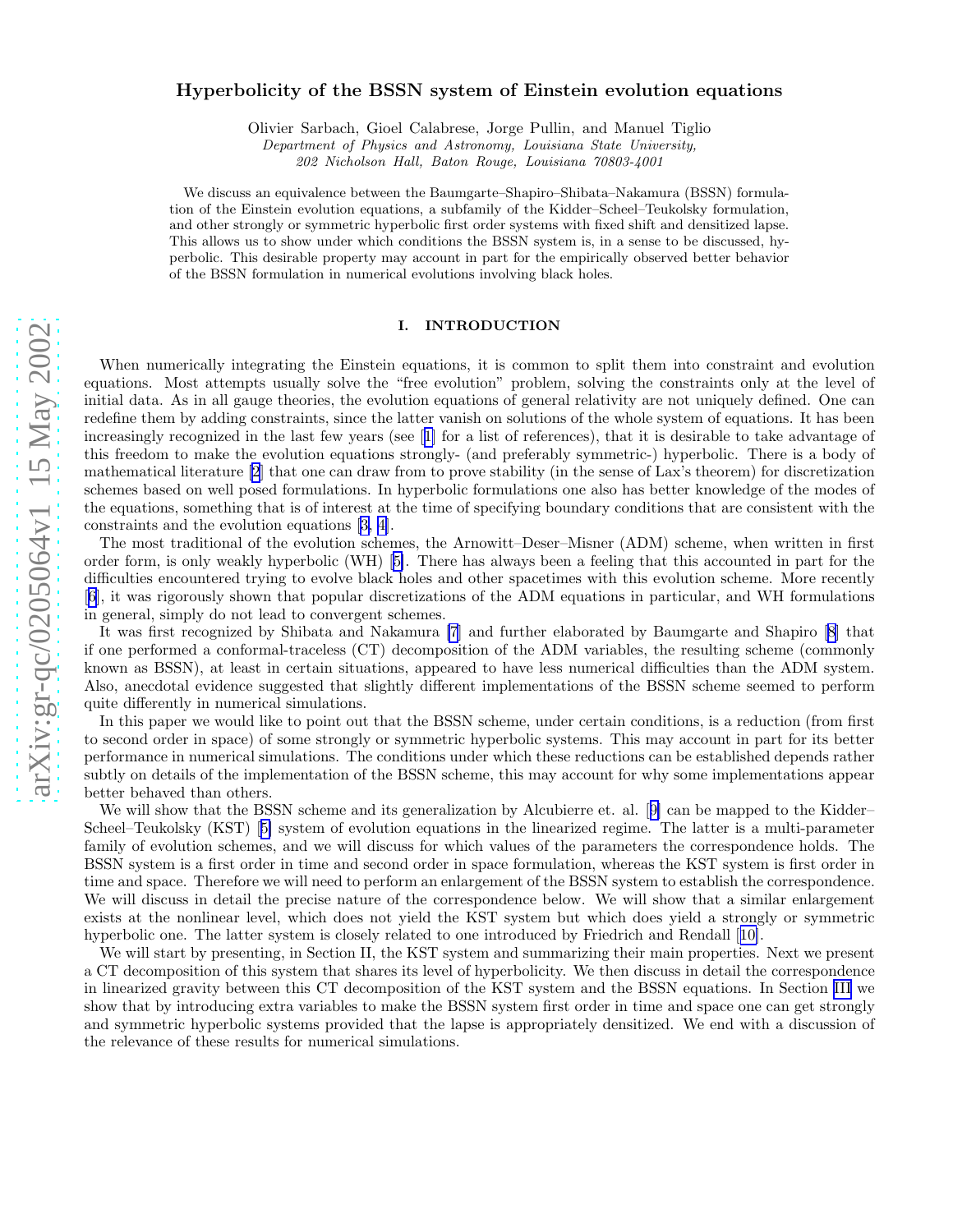# Hyperbolicity of the BSSN system of Einstein evolution equations

Olivier Sarbach, Gioel Calabrese, Jorge Pullin, and Manuel Tiglio

*Department of Physics and Astronomy, Louisiana State University,*
*202 Nicholson Hall, Baton Rouge, Louisiana 70803-4001*

We discuss an equivalence between the Baumgarte–Shapiro–Shibata–Nakamura (BSSN) formulation of the Einstein evolution equations, a subfamily of the Kidder–Scheel–Teukolsky formulation, and other strongly or symmetric hyperbolic first order systems with fixed shift and densitized lapse. This allows us to show under which conditions the BSSN system is, in a sense to be discussed, hyperbolic. This desirable property may account in part for the empirically observed better behavior of the BSSN formulation in numerical evolutions involving black holes.

arXiv:gr-qc/0205064v1 15 May 2002

## I. INTRODUCTION

When numerically integrating the Einstein equations, it is common to split them into constraint and evolution equations. Most attempts usually solve the "free evolution" problem, solving the constraints only at the level of initial data. As in all gauge theories, the evolution equations of general relativity are not uniquely defined. One can redefine them by adding constraints, since the latter vanish on solutions of the whole system of equations. It has been increasingly recognized in the last few years (see [1] for a list of references), that it is desirable to take advantage of this freedom to make the evolution equations strongly- (and preferably symmetric-) hyperbolic. There is a body of mathematical literature [2] that one can draw from to prove stability (in the sense of Lax's theorem) for discretization schemes based on well posed formulations. In hyperbolic formulations one also has better knowledge of the modes of the equations, something that is of interest at the time of specifying boundary conditions that are consistent with the constraints and the evolution equations [3, 4].

The most traditional of the evolution schemes, the Arnowitt–Deser–Misner (ADM) scheme, when written in first order form, is only weakly hyperbolic (WH) [5]. There has always been a feeling that this accounted in part for the difficulties encountered trying to evolve black holes and other spacetimes with this evolution scheme. More recently [6], it was rigorously shown that popular discretizations of the ADM equations in particular, and WH formulations in general, simply do not lead to convergent schemes.

It was first recognized by Shibata and Nakamura [7] and further elaborated by Baumgarte and Shapiro [8] that if one performed a conformal-traceless (CT) decomposition of the ADM variables, the resulting scheme (commonly known as BSSN), at least in certain situations, appeared to have less numerical difficulties than the ADM system. Also, anecdotal evidence suggested that slightly different implementations of the BSSN scheme seemed to perform quite differently in numerical simulations.

In this paper we would like to point out that the BSSN scheme, under certain conditions, is a reduction (from first to second order in space) of some strongly or symmetric hyperbolic systems. This may account in part for its better performance in numerical simulations. The conditions under which these reductions can be established depends rather subtly on details of the implementation of the BSSN scheme, this may account for why some implementations appear better behaved than others.

We will show that the BSSN scheme and its generalization by Alcubierre et. al. [9] can be mapped to the Kidder–Scheel–Teukolsky (KST) [5] system of evolution equations in the linearized regime. The latter is a multi-parameter family of evolution schemes, and we will discuss for which values of the parameters the correspondence holds. The BSSN system is a first order in time and second order in space formulation, whereas the KST system is first order in time and space. Therefore we will need to perform an enlargement of the BSSN system to establish the correspondence. We will discuss in detail the precise nature of the correspondence below. We will show that a similar enlargement exists at the nonlinear level, which does not yield the KST system but which does yield a strongly or symmetric hyperbolic one. The latter system is closely related to one introduced by Friedrich and Rendall [10].

We will start by presenting, in Section II, the KST system and summarizing their main properties. Next we present a CT decomposition of this system that shares its level of hyperbolicity. We then discuss in detail the correspondence in linearized gravity between this CT decomposition of the KST system and the BSSN equations. In Section III we show that by introducing extra variables to make the BSSN system first order in time and space one can get strongly and symmetric hyperbolic systems provided that the lapse is appropriately densitized. We end with a discussion of the relevance of these results for numerical simulations.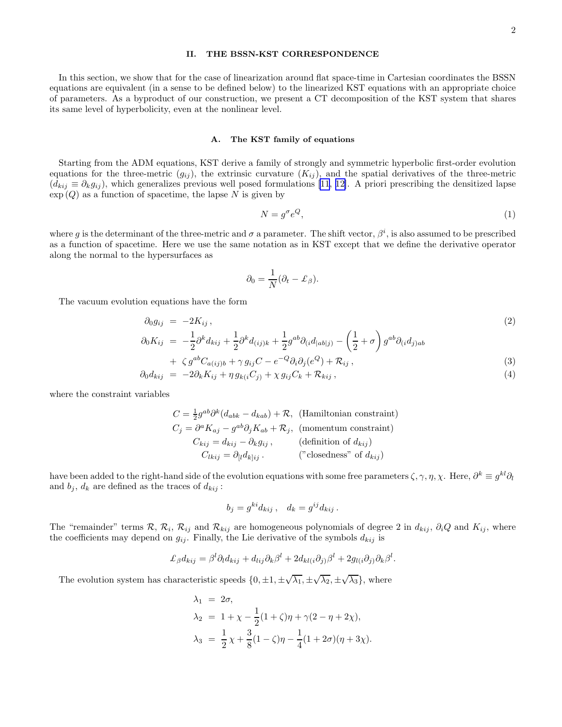## II. THE BSSN-KST CORRESPONDENCE

In this section, we show that for the case of linearization around flat space-time in Cartesian coordinates the BSSN equations are equivalent (in a sense to be defined below) to the linearized KST equations with an appropriate choice of parameters. As a byproduct of our construction, we present a CT decomposition of the KST system that shares its same level of hyperbolicity, even at the nonlinear level.

### A. The KST family of equations

Starting from the ADM equations, KST derive a family of strongly and symmetric hyperbolic first-order evolution equations for the three-metric ($g_{ij}$), the extrinsic curvature ($K_{ij}$), and the spatial derivatives of the three-metric ($d_{kij} \equiv \partial_k g_{ij}$), which generalizes previous well posed formulations [11, 12]. A priori prescribing the densitized lapse $\exp(Q)$ as a function of spacetime, the lapse $N$ is given by

$$N = g^{\sigma} e^{Q}, \tag{1}$$

where $g$ is the determinant of the three-metric and $\sigma$ a parameter. The shift vector, $\beta^i$, is also assumed to be prescribed as a function of spacetime. Here we use the same notation as in KST except that we define the derivative operator along the normal to the hypersurfaces as

$$\partial_0 = \frac{1}{N}(\partial_t - \pounds_{\beta}).$$

The vacuum evolution equations have the form

$$\partial_0 g_{ij} = -2K_{ij}\,, \tag{2}$$

$$\begin{aligned}\partial_0 K_{ij} =& -\frac{1}{2}\partial^k d_{kij} + \frac{1}{2}\partial^k d_{(ij)k} + \frac{1}{2}g^{ab}\partial_{(i}d_{|ab|j)} - \left(\frac{1}{2}+\sigma\right)g^{ab}\partial_{(i}d_{j)ab} \\ &+ \zeta\, g^{ab}C_{a(ij)b} + \gamma\, g_{ij}C - e^{-Q}\partial_i\partial_j(e^{Q}) + \mathcal{R}_{ij}\,,\end{aligned} \tag{3}$$

$$\partial_0 d_{kij} = -2\partial_k K_{ij} + \eta\, g_{k(i}C_{j)} + \chi\, g_{ij}C_k + \mathcal{R}_{kij}\,, \tag{4}$$

where the constraint variables

$$\begin{aligned} C &= \tfrac{1}{2}g^{ab}\partial^k(d_{abk} - d_{kab}) + \mathcal{R}, && \text{(Hamiltonian constraint)} \\ C_j &= \partial^a K_{aj} - g^{ab}\partial_j K_{ab} + \mathcal{R}_j, && \text{(momentum constraint)} \\ C_{kij} &= d_{kij} - \partial_k g_{ij}\,, && \text{(definition of } d_{kij}) \\ C_{lkij} &= \partial_{[l}d_{k]ij}\,. && \text{("closedness" of } d_{kij}) \end{aligned}$$

have been added to the right-hand side of the evolution equations with some free parameters $\zeta, \gamma, \eta, \chi$. Here, $\partial^k \equiv g^{kl}\partial_l$ and $b_j$, $d_k$ are defined as the traces of $d_{kij}$ :

$$b_j = g^{ki}d_{kij}\,, \quad d_k = g^{ij}d_{kij}\,.$$

The "remainder" terms $\mathcal{R}$, $\mathcal{R}_i$, $\mathcal{R}_{ij}$ and $\mathcal{R}_{kij}$ are homogeneous polynomials of degree 2 in $d_{kij}$, $\partial_i Q$ and $K_{ij}$, where the coefficients may depend on $g_{ij}$. Finally, the Lie derivative of the symbols $d_{kij}$ is

$$\pounds_{\beta} d_{kij} = \beta^l \partial_l d_{kij} + d_{lij}\partial_k \beta^l + 2d_{kl(i}\partial_{j)}\beta^l + 2g_{l(i}\partial_{j)}\partial_k\beta^l.$$

The evolution system has characteristic speeds $\{0, \pm 1, \pm\sqrt{\lambda_1}, \pm\sqrt{\lambda_2}, \pm\sqrt{\lambda_3}\}$, where

$$\begin{aligned}\lambda_1 &= 2\sigma, \\ \lambda_2 &= 1 + \chi - \frac{1}{2}(1+\zeta)\eta + \gamma(2 - \eta + 2\chi), \\ \lambda_3 &= \frac{1}{2}\chi + \frac{3}{8}(1-\zeta)\eta - \frac{1}{4}(1+2\sigma)(\eta + 3\chi).\end{aligned}$$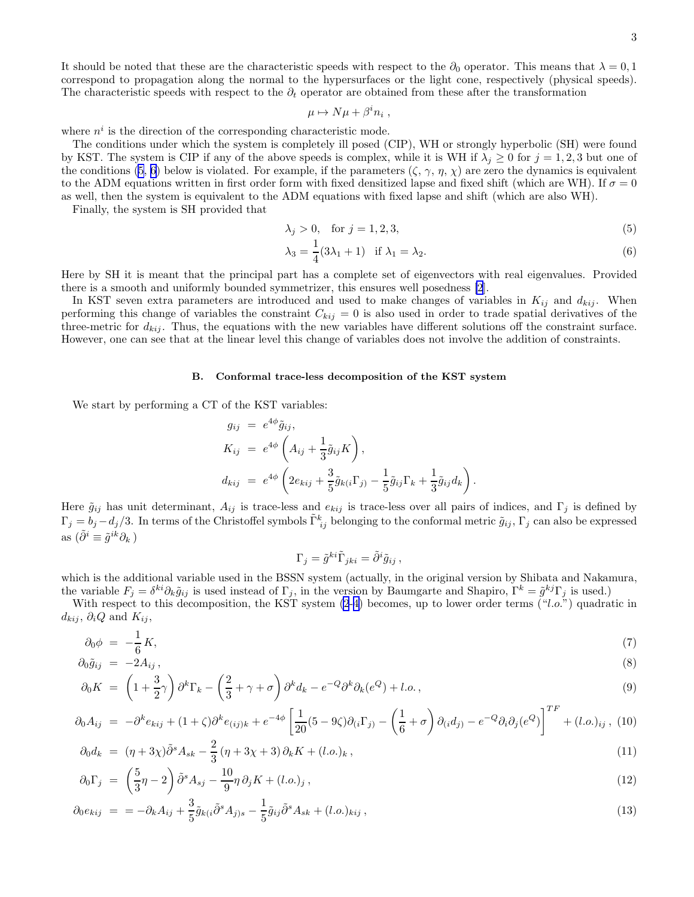It should be noted that these are the characteristic speeds with respect to the $\partial_0$ operator. This means that $\lambda = 0, 1$ correspond to propagation along the normal to the hypersurfaces or the light cone, respectively (physical speeds). The characteristic speeds with respect to the $\partial_t$ operator are obtained from these after the transformation

$$\mu \mapsto N\mu + \beta^i n_i \, ,$$

where $n^i$ is the direction of the corresponding characteristic mode.

The conditions under which the system is completely ill posed (CIP), WH or strongly hyperbolic (SH) were found by KST. The system is CIP if any of the above speeds is complex, while it is WH if $\lambda_j \geq 0$ for $j = 1, 2, 3$ but one of the conditions (5, 6) below is violated. For example, if the parameters $(\zeta, \gamma, \eta, \chi)$ are zero the dynamics is equivalent to the ADM equations written in first order form with fixed densitized lapse and fixed shift (which are WH). If $\sigma = 0$ as well, then the system is equivalent to the ADM equations with fixed lapse and shift (which are also WH).

Finally, the system is SH provided that

$$\lambda_j > 0, \quad \text{for } j = 1, 2, 3, \tag{5}$$

$$\lambda_3 = \frac{1}{4}(3\lambda_1 + 1) \quad \text{if } \lambda_1 = \lambda_2. \tag{6}$$

Here by SH it is meant that the principal part has a complete set of eigenvectors with real eigenvalues. Provided there is a smooth and uniformly bounded symmetrizer, this ensures well posedness [2].

In KST seven extra parameters are introduced and used to make changes of variables in $K_{ij}$ and $d_{kij}$. When performing this change of variables the constraint $C_{kij} = 0$ is also used in order to trade spatial derivatives of the three-metric for $d_{kij}$. Thus, the equations with the new variables have different solutions off the constraint surface. However, one can see that at the linear level this change of variables does not involve the addition of constraints.

### B. Conformal trace-less decomposition of the KST system

We start by performing a CT of the KST variables:

$$\begin{aligned}
g_{ij} &= e^{4\phi}\tilde{g}_{ij}, \\
K_{ij} &= e^{4\phi}\left(A_{ij} + \frac{1}{3}\tilde{g}_{ij}K\right), \\
d_{kij} &= e^{4\phi}\left(2e_{kij} + \frac{3}{5}\tilde{g}_{k(i}\Gamma_{j)} - \frac{1}{5}\tilde{g}_{ij}\Gamma_k + \frac{1}{3}\tilde{g}_{ij}d_k\right).
\end{aligned}$$

Here $\tilde{g}_{ij}$ has unit determinant, $A_{ij}$ is trace-less and $e_{kij}$ is trace-less over all pairs of indices, and $\Gamma_j$ is defined by $\Gamma_j = b_j - d_j/3$. In terms of the Christoffel symbols $\tilde{\Gamma}^k{}_{ij}$ belonging to the conformal metric $\tilde{g}_{ij}$, $\Gamma_j$ can also be expressed as ($\tilde{\partial}^i \equiv \tilde{g}^{ik}\partial_k$ )

$$\Gamma_j = \tilde{g}^{ki}\tilde{\Gamma}_{jki} = \tilde{\partial}^i\tilde{g}_{ij} \, ,$$

which is the additional variable used in the BSSN system (actually, in the original version by Shibata and Nakamura, the variable $F_j = \delta^{ki}\partial_k\tilde{g}_{ij}$ is used instead of $\Gamma_j$, in the version by Baumgarte and Shapiro, $\Gamma^k = \tilde{g}^{kj}\Gamma_j$ is used.)

With respect to this decomposition, the KST system (2-4) becomes, up to lower order terms ("*l.o.*") quadratic in $d_{kij}$, $\partial_i Q$ and $K_{ij}$,

$$\partial_0\phi = -\frac{1}{6}K, \tag{7}$$

$$\partial_0\tilde{g}_{ij} = -2A_{ij} \, , \tag{8}$$

$$\partial_0 K = \left(1 + \frac{3}{2}\gamma\right)\partial^k\Gamma_k - \left(\frac{2}{3} + \gamma + \sigma\right)\partial^k d_k - e^{-Q}\partial^k\partial_k(e^Q) + l.o. \, , \tag{9}$$

$$\partial_0 A_{ij} = -\partial^k e_{kij} + (1+\zeta)\partial^k e_{(ij)k} + e^{-4\phi}\left[\frac{1}{20}(5 - 9\zeta)\partial_{(i}\Gamma_{j)} - \left(\frac{1}{6} + \sigma\right)\partial_{(i}d_{j)} - e^{-Q}\partial_i\partial_j(e^Q)\right]^{TF} + (l.o.)_{ij} \, , \tag{10}$$

$$\partial_0 d_k = (\eta + 3\chi)\tilde{\partial}^s A_{sk} - \frac{2}{3}(\eta + 3\chi + 3)\,\partial_k K + (l.o.)_k \, , \tag{11}$$

$$\partial_0\Gamma_j = \left(\frac{5}{3}\eta - 2\right)\tilde{\partial}^s A_{sj} - \frac{10}{9}\eta\,\partial_j K + (l.o.)_j \, , \tag{12}$$

$$\partial_0 e_{kij} = = -\partial_k A_{ij} + \frac{3}{5}\tilde{g}_{k(i}\tilde{\partial}^s A_{j)s} - \frac{1}{5}\tilde{g}_{ij}\tilde{\partial}^s A_{sk} + (l.o.)_{kij} \, , \tag{13}$$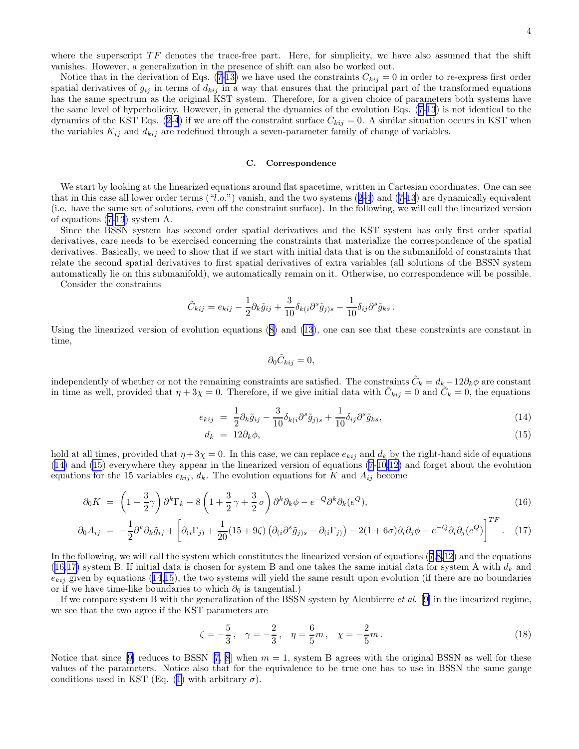where the superscript $TF$ denotes the trace-free part. Here, for simplicity, we have also assumed that the shift vanishes. However, a generalization in the presence of shift can also be worked out.

Notice that in the derivation of Eqs. (7-13) we have used the constraints $C_{kij} = 0$ in order to re-express first order spatial derivatives of $g_{ij}$ in terms of $d_{kij}$ in a way that ensures that the principal part of the transformed equations has the same spectrum as the original KST system. Therefore, for a given choice of parameters both systems have the same level of hyperbolicity. However, in general the dynamics of the evolution Eqs. (7-13) is not identical to the dynamics of the KST Eqs. (2-4) if we are off the constraint surface $C_{kij} = 0$. A similar situation occurs in KST when the variables $K_{ij}$ and $d_{kij}$ are redefined through a seven-parameter family of change of variables.

### C. Correspondence

We start by looking at the linearized equations around flat spacetime, written in Cartesian coordinates. One can see that in this case all lower order terms ("*l.o.*") vanish, and the two systems (2-4) and (7-13) are dynamically equivalent (i.e. have the same set of solutions, even off the constraint surface). In the following, we will call the linearized version of equations (7-13) system A.

Since the BSSN system has second order spatial derivatives and the KST system has only first order spatial derivatives, care needs to be exercised concerning the constraints that materialize the correspondence of the spatial derivatives. Basically, we need to show that if we start with initial data that is on the submanifold of constraints that relate the second spatial derivatives to first spatial derivatives of extra variables (all solutions of the BSSN system automatically lie on this submanifold), we automatically remain on it. Otherwise, no correspondence will be possible.

Consider the constraints

$$\tilde{C}_{kij} = e_{kij} - \frac{1}{2}\partial_k \tilde{g}_{ij} + \frac{3}{10}\delta_{k(i}\partial^s \tilde{g}_{j)s} - \frac{1}{10}\delta_{ij}\partial^s \tilde{g}_{ks}\,.$$

Using the linearized version of evolution equations (8) and (13), one can see that these constraints are constant in time,

$$\partial_0 \tilde{C}_{kij} = 0,$$

independently of whether or not the remaining constraints are satisfied. The constraints $\tilde{C}_k = d_k - 12\partial_k\phi$ are constant in time as well, provided that $\eta + 3\chi = 0$. Therefore, if we give initial data with $\tilde{C}_{kij} = 0$ and $\tilde{C}_k = 0$, the equations

$$e_{kij} = \frac{1}{2}\partial_k \tilde{g}_{ij} - \frac{3}{10}\delta_{k(i}\partial^s \tilde{g}_{j)s} + \frac{1}{10}\delta_{ij}\partial^s \tilde{g}_{ks}, \tag{14}$$

$$d_k = 12\partial_k \phi, \tag{15}$$

hold at all times, provided that $\eta + 3\chi = 0$. In this case, we can replace $e_{kij}$ and $d_k$ by the right-hand side of equations (14) and (15) everywhere they appear in the linearized version of equations (7-10,12) and forget about the evolution equations for the 15 variables $e_{kij}$, $d_k$. The evolution equations for $K$ and $A_{ij}$ become

$$\partial_0 K = \left(1 + \frac{3}{2}\gamma\right)\partial^k \Gamma_k - 8\left(1 + \frac{3}{2}\gamma + \frac{3}{2}\sigma\right)\partial^k\partial_k\phi - e^{-Q}\partial^k\partial_k(e^Q), \tag{16}$$

$$\partial_0 A_{ij} = -\frac{1}{2}\partial^k\partial_k \tilde{g}_{ij} + \left[\partial_{(i}\Gamma_{j)} + \frac{1}{20}(15 + 9\zeta)\left(\partial_{(i}\partial^s \tilde{g}_{j)s} - \partial_{(i}\Gamma_{j)}\right) - 2(1 + 6\sigma)\partial_i\partial_j\phi - e^{-Q}\partial_i\partial_j(e^Q)\right]^{TF}. \tag{17}$$

In the following, we will call the system which constitutes the linearized version of equations (7,8,12) and the equations (16,17) system B. If initial data is chosen for system B and one takes the same initial data for system A with $d_k$ and $e_{kij}$ given by equations (14,15), the two systems will yield the same result upon evolution (if there are no boundaries or if we have time-like boundaries to which $\partial_0$ is tangential.)

If we compare system B with the generalization of the BSSN system by Alcubierre *et al.* [9] in the linearized regime, we see that the two agree if the KST parameters are

$$\zeta = -\frac{5}{3}\,, \quad \gamma = -\frac{2}{3}\,, \quad \eta = \frac{6}{5}m\,, \quad \chi = -\frac{2}{5}m\,. \tag{18}$$

Notice that since [9] reduces to BSSN [7, 8] when $m = 1$, system B agrees with the original BSSN as well for these values of the parameters. Notice also that for the equivalence to be true one has to use in BSSN the same gauge conditions used in KST (Eq. (1) with arbitrary $\sigma$).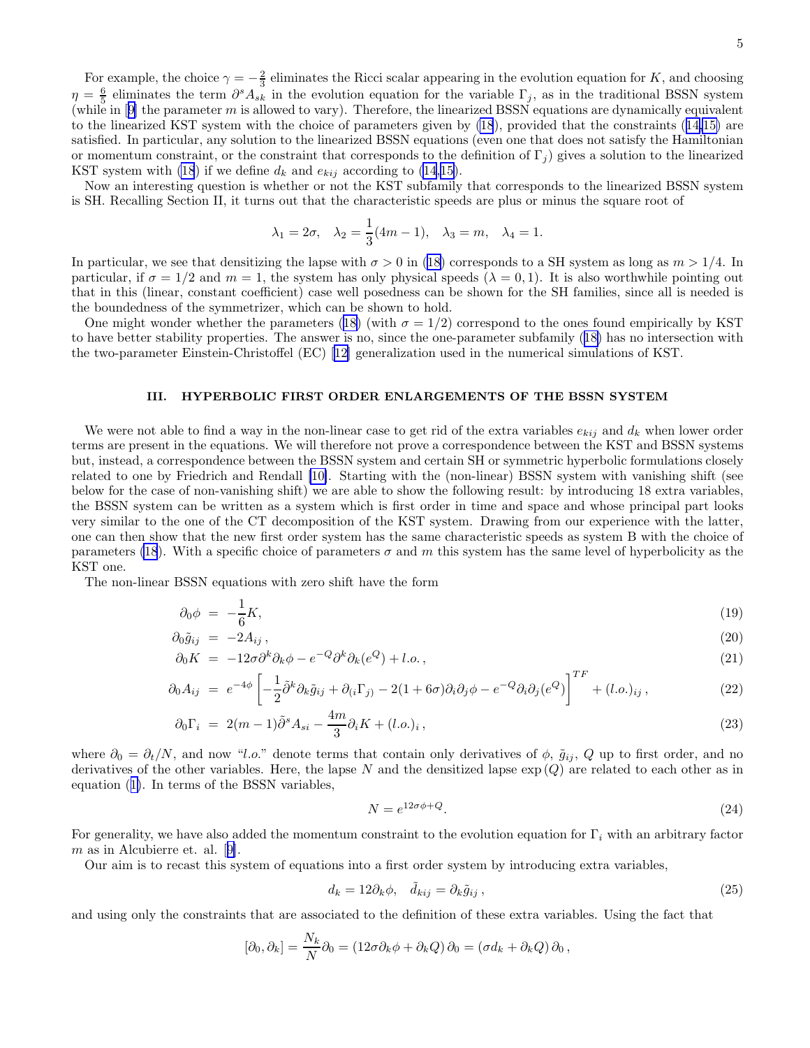For example, the choice $\gamma = -\frac{2}{3}$ eliminates the Ricci scalar appearing in the evolution equation for $K$, and choosing $\eta = \frac{6}{5}$ eliminates the term $\partial^s A_{sk}$ in the evolution equation for the variable $\Gamma_j$, as in the traditional BSSN system (while in [9] the parameter $m$ is allowed to vary). Therefore, the linearized BSSN equations are dynamically equivalent to the linearized KST system with the choice of parameters given by (18), provided that the constraints (14,15) are satisfied. In particular, any solution to the linearized BSSN equations (even one that does not satisfy the Hamiltonian or momentum constraint, or the constraint that corresponds to the definition of $\Gamma_j$) gives a solution to the linearized KST system with (18) if we define $d_k$ and $e_{kij}$ according to (14,15).

Now an interesting question is whether or not the KST subfamily that corresponds to the linearized BSSN system is SH. Recalling Section II, it turns out that the characteristic speeds are plus or minus the square root of

$$\lambda_1 = 2\sigma, \quad \lambda_2 = \frac{1}{3}(4m-1), \quad \lambda_3 = m, \quad \lambda_4 = 1.$$

In particular, we see that densitizing the lapse with $\sigma > 0$ in (18) corresponds to a SH system as long as $m > 1/4$. In particular, if $\sigma = 1/2$ and $m = 1$, the system has only physical speeds ($\lambda = 0, 1$). It is also worthwhile pointing out that in this (linear, constant coefficient) case well posedness can be shown for the SH families, since all is needed is the boundedness of the symmetrizer, which can be shown to hold.

One might wonder whether the parameters (18) (with $\sigma = 1/2$) correspond to the ones found empirically by KST to have better stability properties. The answer is no, since the one-parameter subfamily (18) has no intersection with the two-parameter Einstein-Christoffel (EC) [12] generalization used in the numerical simulations of KST.

## III. HYPERBOLIC FIRST ORDER ENLARGEMENTS OF THE BSSN SYSTEM

We were not able to find a way in the non-linear case to get rid of the extra variables $e_{kij}$ and $d_k$ when lower order terms are present in the equations. We will therefore not prove a correspondence between the KST and BSSN systems but, instead, a correspondence between the BSSN system and certain SH or symmetric hyperbolic formulations closely related to one by Friedrich and Rendall [10]. Starting with the (non-linear) BSSN system with vanishing shift (see below for the case of non-vanishing shift) we are able to show the following result: by introducing 18 extra variables, the BSSN system can be written as a system which is first order in time and space and whose principal part looks very similar to the one of the CT decomposition of the KST system. Drawing from our experience with the latter, one can then show that the new first order system has the same characteristic speeds as system B with the choice of parameters (18). With a specific choice of parameters $\sigma$ and $m$ this system has the same level of hyperbolicity as the KST one.

The non-linear BSSN equations with zero shift have the form

$$\partial_0 \phi = -\frac{1}{6}K, \tag{19}$$

$$\partial_0 \tilde{g}_{ij} = -2A_{ij}\,, \tag{20}$$

$$\partial_0 K = -12\sigma \partial^k \partial_k \phi - e^{-Q}\partial^k \partial_k (e^Q) + l.o.\,, \tag{21}$$

$$\partial_0 A_{ij} = e^{-4\phi}\left[-\frac{1}{2}\tilde{\partial}^k \partial_k \tilde{g}_{ij} + \partial_{(i}\Gamma_{j)} - 2(1+6\sigma)\partial_i \partial_j \phi - e^{-Q}\partial_i \partial_j (e^Q)\right]^{TF} + (l.o.)_{ij}\,, \tag{22}$$

$$\partial_0 \Gamma_i = 2(m-1)\tilde{\partial}^s A_{si} - \frac{4m}{3}\partial_i K + (l.o.)_i\,, \tag{23}$$

where $\partial_0 = \partial_t / N$, and now "*l.o.*" denote terms that contain only derivatives of $\phi$, $\tilde{g}_{ij}$, $Q$ up to first order, and no derivatives of the other variables. Here, the lapse $N$ and the densitized lapse $\exp(Q)$ are related to each other as in equation (1). In terms of the BSSN variables,

$$N = e^{12\sigma\phi + Q}. \tag{24}$$

For generality, we have also added the momentum constraint to the evolution equation for $\Gamma_i$ with an arbitrary factor $m$ as in Alcubierre et. al. [9].

Our aim is to recast this system of equations into a first order system by introducing extra variables,

$$d_k = 12\partial_k \phi, \quad \tilde{d}_{kij} = \partial_k \tilde{g}_{ij}\,, \tag{25}$$

and using only the constraints that are associated to the definition of these extra variables. Using the fact that

$$[\partial_0, \partial_k] = \frac{N_k}{N}\partial_0 = (12\sigma\partial_k \phi + \partial_k Q)\,\partial_0 = (\sigma d_k + \partial_k Q)\,\partial_0\,,$$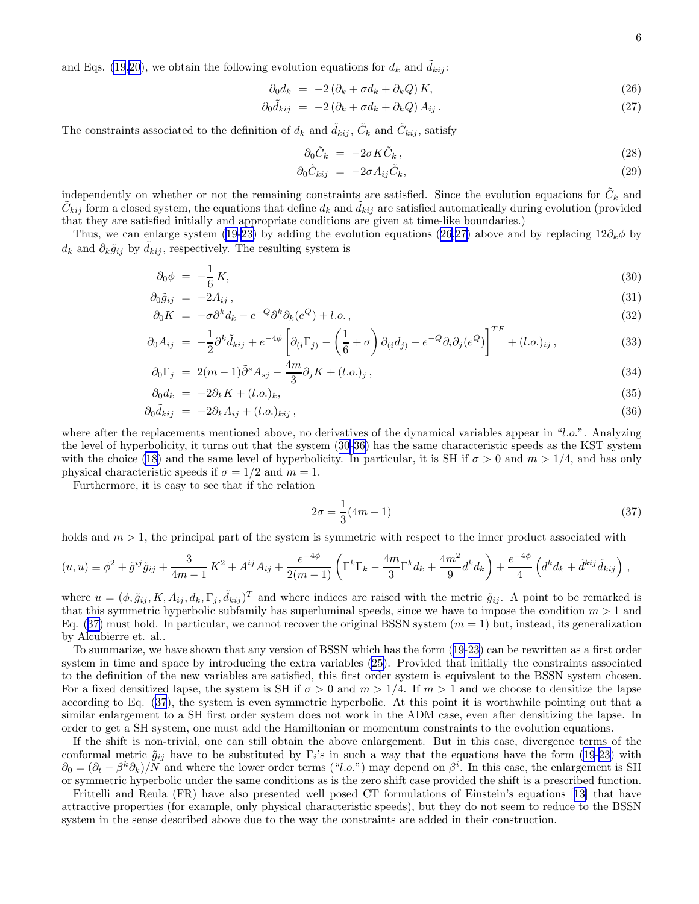and Eqs. (19,20), we obtain the following evolution equations for $d_k$ and $\tilde{d}_{kij}$:

$$\partial_0 d_k = -2\left(\partial_k + \sigma d_k + \partial_k Q\right) K, \tag{26}$$

$$\partial_0 \tilde{d}_{kij} = -2\left(\partial_k + \sigma d_k + \partial_k Q\right) A_{ij}\,. \tag{27}$$

The constraints associated to the definition of $d_k$ and $\tilde{d}_{kij}$, $\tilde{C}_k$ and $\tilde{C}_{kij}$, satisfy

$$\partial_0 \tilde{C}_k = -2\sigma K \tilde{C}_k\,, \tag{28}$$

$$\partial_0 \tilde{C}_{kij} = -2\sigma A_{ij}\tilde{C}_k, \tag{29}$$

independently on whether or not the remaining constraints are satisfied. Since the evolution equations for $\tilde{C}_k$ and $\tilde{C}_{kij}$ form a closed system, the equations that define $d_k$ and $\tilde{d}_{kij}$ are satisfied automatically during evolution (provided that they are satisfied initially and appropriate conditions are given at time-like boundaries.)

Thus, we can enlarge system (19-23) by adding the evolution equations (26,27) above and by replacing $12\partial_k\phi$ by $d_k$ and $\partial_k\tilde{g}_{ij}$ by $\tilde{d}_{kij}$, respectively. The resulting system is

$$\partial_0 \phi = -\frac{1}{6}\,K, \tag{30}$$

$$\partial_0 \tilde{g}_{ij} = -2A_{ij}\,, \tag{31}$$

$$\partial_0 K = -\sigma\partial^k d_k - e^{-Q}\partial^k\partial_k(e^Q) + l.o.\,, \tag{32}$$

$$\partial_0 A_{ij} = -\frac{1}{2}\partial^k\tilde{d}_{kij} + e^{-4\phi}\left[\partial_{(i}\Gamma_{j)} - \left(\frac{1}{6}+\sigma\right)\partial_{(i}d_{j)} - e^{-Q}\partial_i\partial_j(e^Q)\right]^{TF} + (l.o.)_{ij}\,, \tag{33}$$

$$\partial_0 \Gamma_j = 2(m-1)\tilde{\partial}^s A_{sj} - \frac{4m}{3}\partial_j K + (l.o.)_j\,, \tag{34}$$

$$\partial_0 d_k = -2\partial_k K + (l.o.)_k, \tag{35}$$

$$\partial_0 \tilde{d}_{kij} = -2\partial_k A_{ij} + (l.o.)_{kij}\,, \tag{36}$$

where after the replacements mentioned above, no derivatives of the dynamical variables appear in "$l.o.$". Analyzing the level of hyperbolicity, it turns out that the system (30-36) has the same characteristic speeds as the KST system with the choice (18) and the same level of hyperbolicity. In particular, it is SH if $\sigma > 0$ and $m > 1/4$, and has only physical characteristic speeds if $\sigma = 1/2$ and $m = 1$.

Furthermore, it is easy to see that if the relation

$$2\sigma = \frac{1}{3}(4m-1) \tag{37}$$

holds and $m > 1$, the principal part of the system is symmetric with respect to the inner product associated with

$$(u,u) \equiv \phi^2 + \tilde{g}^{ij}\tilde{g}_{ij} + \frac{3}{4m-1}\,K^2 + A^{ij}A_{ij} + \frac{e^{-4\phi}}{2(m-1)}\left(\Gamma^k\Gamma_k - \frac{4m}{3}\Gamma^k d_k + \frac{4m^2}{9}d^k d_k\right) + \frac{e^{-4\phi}}{4}\left(d^k d_k + \tilde{d}^{kij}\tilde{d}_{kij}\right)\,,$$

where $u = (\phi, \tilde{g}_{ij}, K, A_{ij}, d_k, \Gamma_j, \tilde{d}_{kij})^T$ and where indices are raised with the metric $\tilde{g}_{ij}$. A point to be remarked is that this symmetric hyperbolic subfamily has superluminal speeds, since we have to impose the condition $m > 1$ and Eq. (37) must hold. In particular, we cannot recover the original BSSN system ($m = 1$) but, instead, its generalization by Alcubierre et. al..

To summarize, we have shown that any version of BSSN which has the form (19-23) can be rewritten as a first order system in time and space by introducing the extra variables (25). Provided that initially the constraints associated to the definition of the new variables are satisfied, this first order system is equivalent to the BSSN system chosen. For a fixed densitized lapse, the system is SH if $\sigma > 0$ and $m > 1/4$. If $m > 1$ and we choose to densitize the lapse according to Eq. (37), the system is even symmetric hyperbolic. At this point it is worthwhile pointing out that a similar enlargement to a SH first order system does not work in the ADM case, even after densitizing the lapse. In order to get a SH system, one must add the Hamiltonian or momentum constraints to the evolution equations.

If the shift is non-trivial, one can still obtain the above enlargement. But in this case, divergence terms of the conformal metric $\tilde{g}_{ij}$ have to be substituted by $\Gamma_i$'s in such a way that the equations have the form (19-23) with $\partial_0 = (\partial_t - \beta^k\partial_k)/N$ and where the lower order terms ("$l.o.$") may depend on $\beta^i$. In this case, the enlargement is SH or symmetric hyperbolic under the same conditions as is the zero shift case provided the shift is a prescribed function.

Frittelli and Reula (FR) have also presented well posed CT formulations of Einstein's equations [13] that have attractive properties (for example, only physical characteristic speeds), but they do not seem to reduce to the BSSN system in the sense described above due to the way the constraints are added in their construction.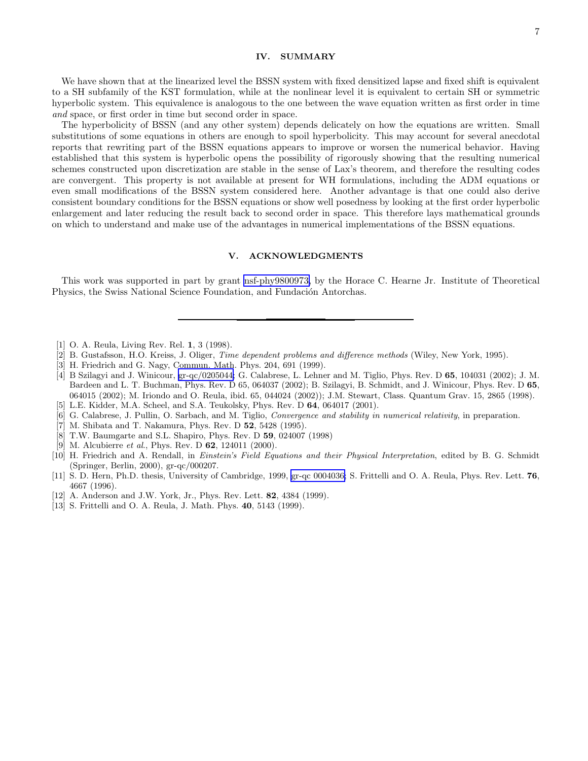## IV. SUMMARY

We have shown that at the linearized level the BSSN system with fixed densitized lapse and fixed shift is equivalent to a SH subfamily of the KST formulation, while at the nonlinear level it is equivalent to certain SH or symmetric hyperbolic system. This equivalence is analogous to the one between the wave equation written as first order in time *and* space, or first order in time but second order in space.

The hyperbolicity of BSSN (and any other system) depends delicately on how the equations are written. Small substitutions of some equations in others are enough to spoil hyperbolicity. This may account for several anecdotal reports that rewriting part of the BSSN equations appears to improve or worsen the numerical behavior. Having established that this system is hyperbolic opens the possibility of rigorously showing that the resulting numerical schemes constructed upon discretization are stable in the sense of Lax's theorem, and therefore the resulting codes are convergent. This property is not available at present for WH formulations, including the ADM equations or even small modifications of the BSSN system considered here. Another advantage is that one could also derive consistent boundary conditions for the BSSN equations or show well posedness by looking at the first order hyperbolic enlargement and later reducing the result back to second order in space. This therefore lays mathematical grounds on which to understand and make use of the advantages in numerical implementations of the BSSN equations.

## V. ACKNOWLEDGMENTS

This work was supported in part by grant nsf-phy9800973, by the Horace C. Hearne Jr. Institute of Theoretical Physics, the Swiss National Science Foundation, and Fundación Antorchas.

---

[1] O. A. Reula, Living Rev. Rel. **1**, 3 (1998).

[2] B. Gustafsson, H.O. Kreiss, J. Oliger, *Time dependent problems and difference methods* (Wiley, New York, 1995).

[3] H. Friedrich and G. Nagy, Commun. Math. Phys. 204, 691 (1999).

[4] B Szilagyi and J. Winicour, gr-qc/0205044; G. Calabrese, L. Lehner and M. Tiglio, Phys. Rev. D **65**, 104031 (2002); J. M. Bardeen and L. T. Buchman, Phys. Rev. D 65, 064037 (2002); B. Szilagyi, B. Schmidt, and J. Winicour, Phys. Rev. D **65**, 064015 (2002); M. Iriondo and O. Reula, ibid. 65, 044024 (2002)); J.M. Stewart, Class. Quantum Grav. 15, 2865 (1998).

[5] L.E. Kidder, M.A. Scheel, and S.A. Teukolsky, Phys. Rev. D **64**, 064017 (2001).

[6] G. Calabrese, J. Pullin, O. Sarbach, and M. Tiglio, *Convergence and stability in numerical relativity*, in preparation.

[7] M. Shibata and T. Nakamura, Phys. Rev. D **52**, 5428 (1995).

[8] T.W. Baumgarte and S.L. Shapiro, Phys. Rev. D **59**, 024007 (1998)

[9] M. Alcubierre *et al.*, Phys. Rev. D **62**, 124011 (2000).

[10] H. Friedrich and A. Rendall, in *Einstein's Field Equations and their Physical Interpretation*, edited by B. G. Schmidt (Springer, Berlin, 2000), gr-qc/000207.

[11] S. D. Hern, Ph.D. thesis, University of Cambridge, 1999, gr-qc 0004036; S. Frittelli and O. A. Reula, Phys. Rev. Lett. **76**, 4667 (1996).

[12] A. Anderson and J.W. York, Jr., Phys. Rev. Lett. **82**, 4384 (1999).

[13] S. Frittelli and O. A. Reula, J. Math. Phys. **40**, 5143 (1999).